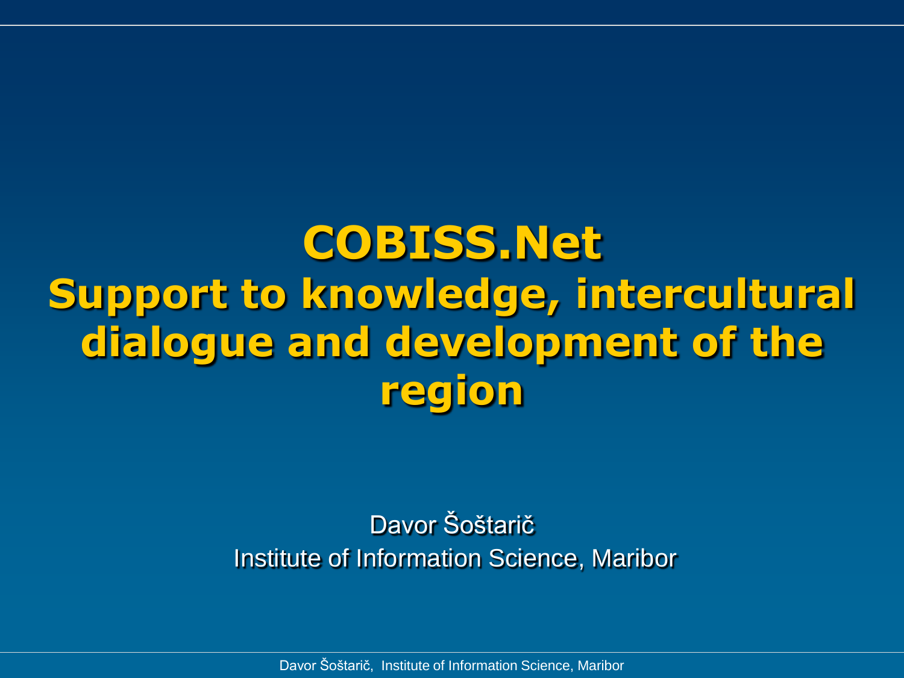# COBISS.Net
# Support to knowledge, intercultural dialogue and development of the region

Davor Šoštarič

Institute of Information Science, Maribor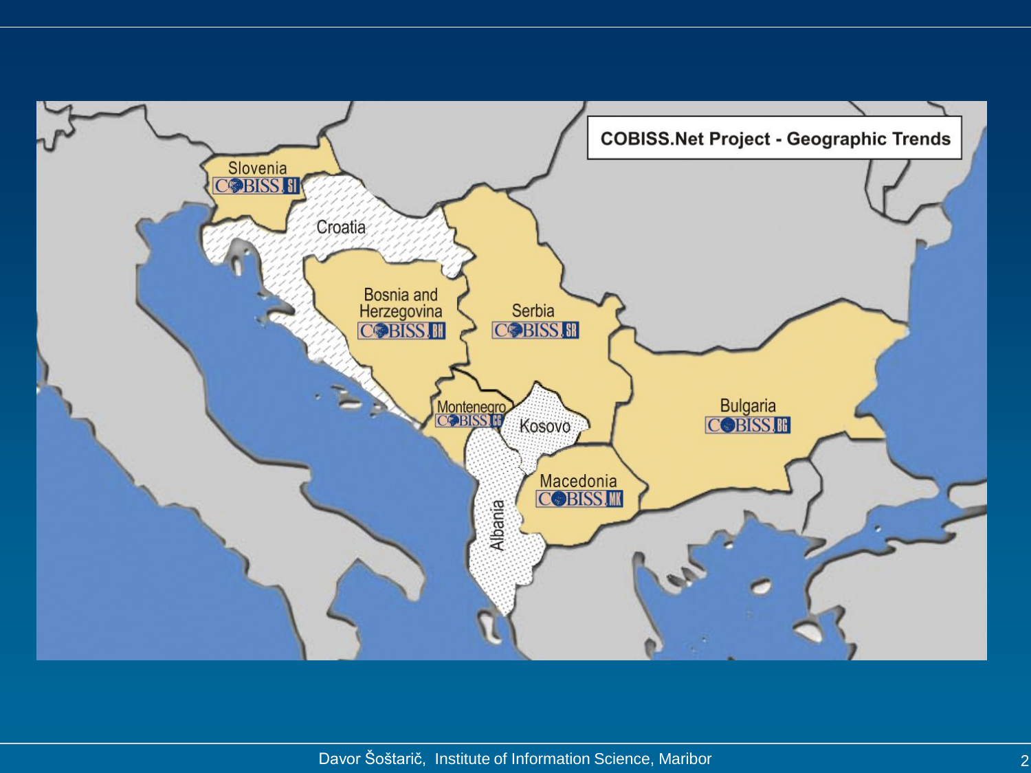COBISS.Net Project - Geographic Trends

Slovenia
COBISS.SI

Croatia

Bosnia and Herzegovina
COBISS.BH

Serbia
COBISS.SR

Montenegro
COBISS.CG

Kosovo

Albania

Macedonia
COBISS.MK

Bulgaria
COBISS.BG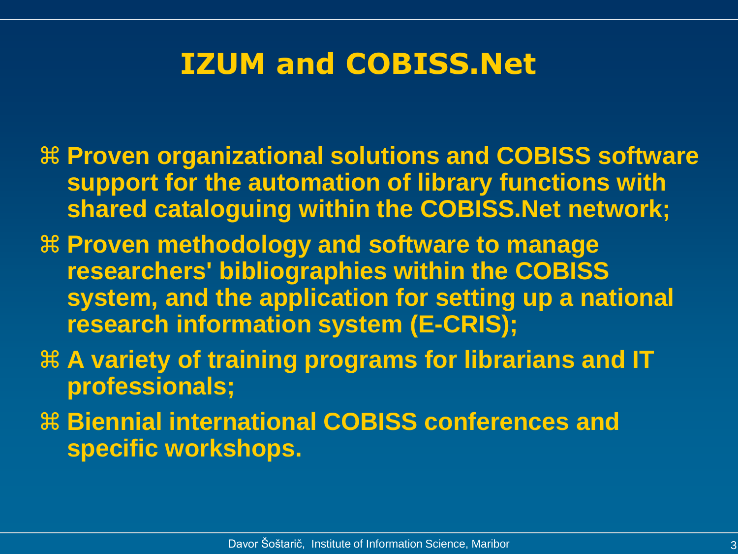# IZUM and COBISS.Net

- **Proven organizational solutions and COBISS software support for the automation of library functions with shared cataloguing within the COBISS.Net network;**
- **Proven methodology and software to manage researchers' bibliographies within the COBISS system, and the application for setting up a national research information system (E-CRIS);**
- **A variety of training programs for librarians and IT professionals;**
- **Biennial international COBISS conferences and specific workshops.**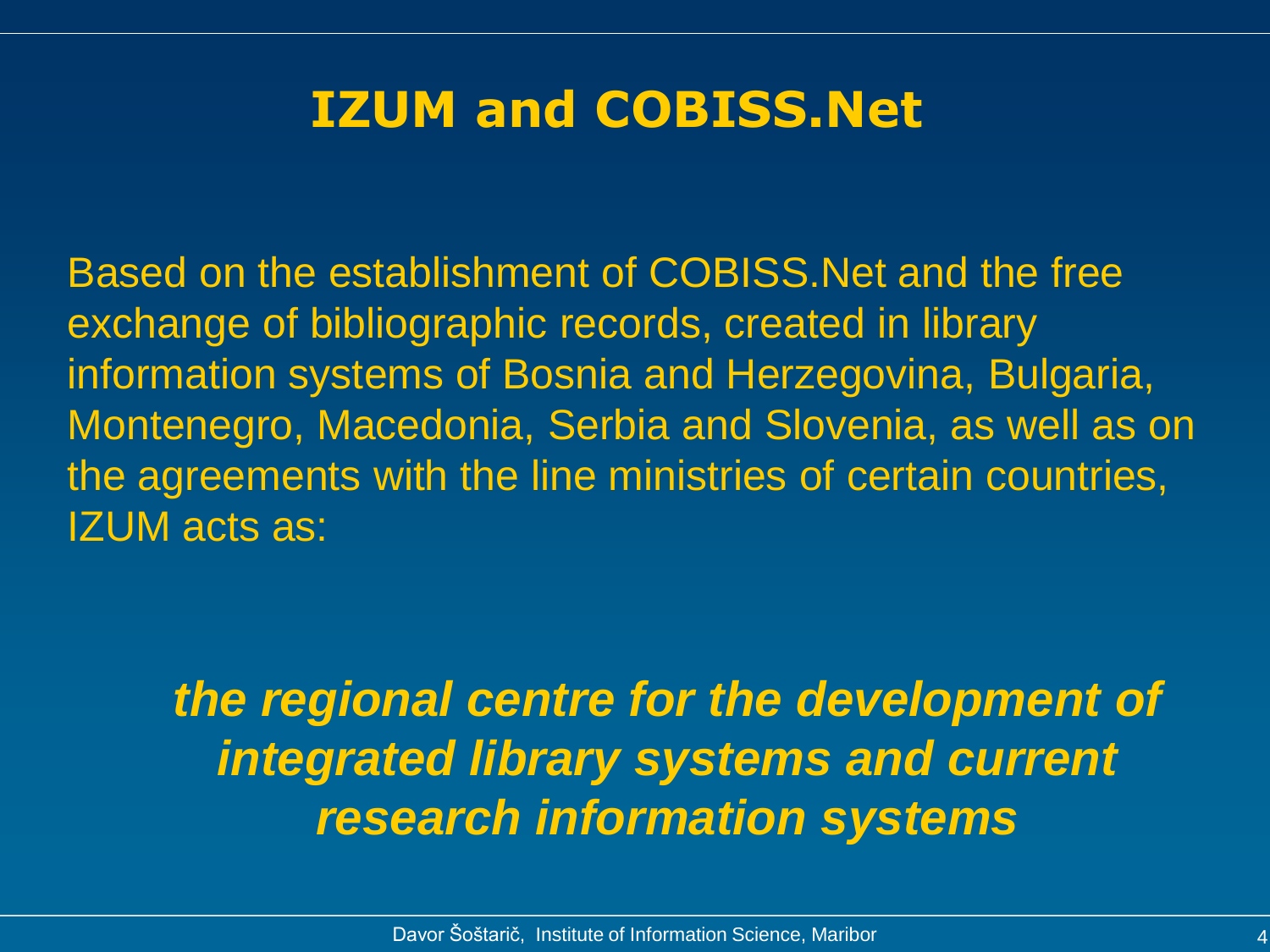# IZUM and COBISS.Net

Based on the establishment of COBISS.Net and the free exchange of bibliographic records, created in library information systems of Bosnia and Herzegovina, Bulgaria, Montenegro, Macedonia, Serbia and Slovenia, as well as on the agreements with the line ministries of certain countries, IZUM acts as:

***the regional centre for the development of integrated library systems and current research information systems***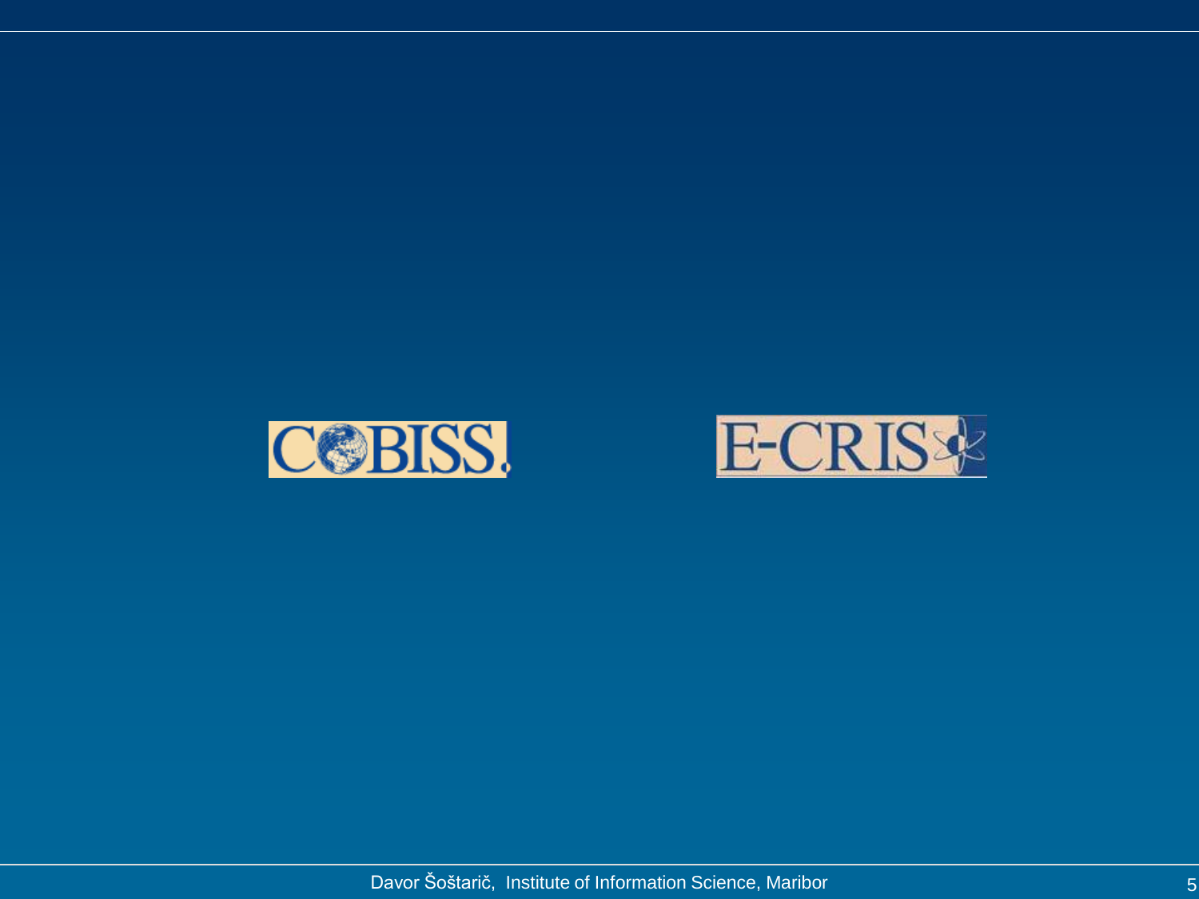COBISS

E-CRIS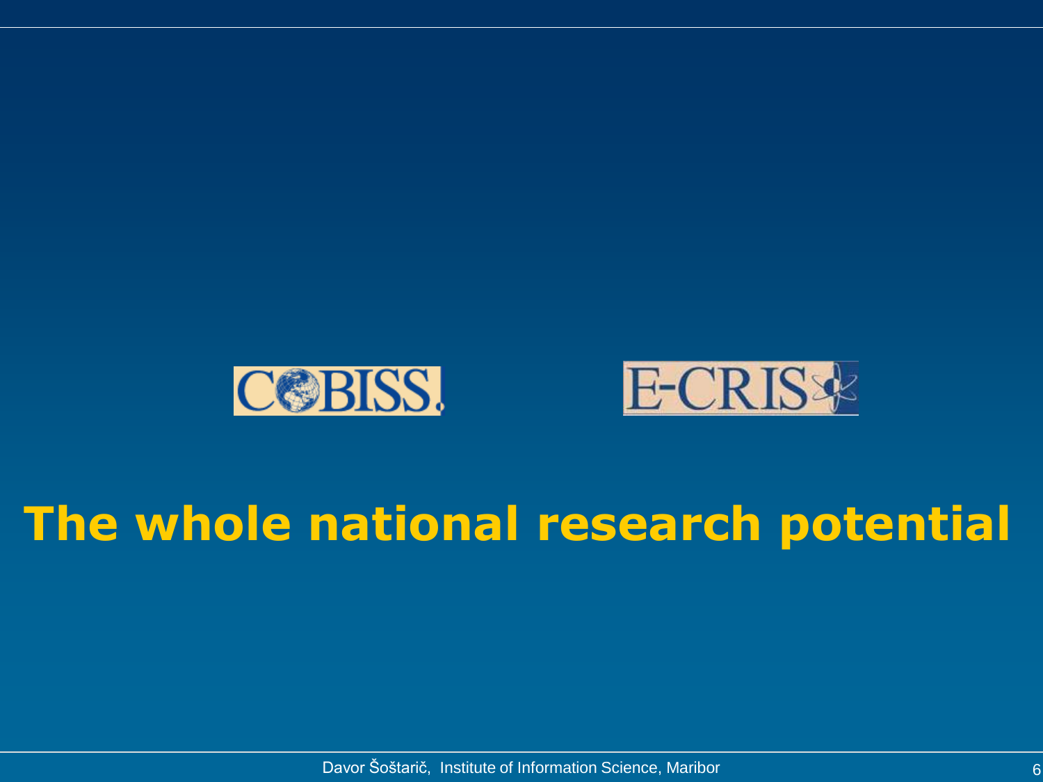COBISS

E-CRIS

# The whole national research potential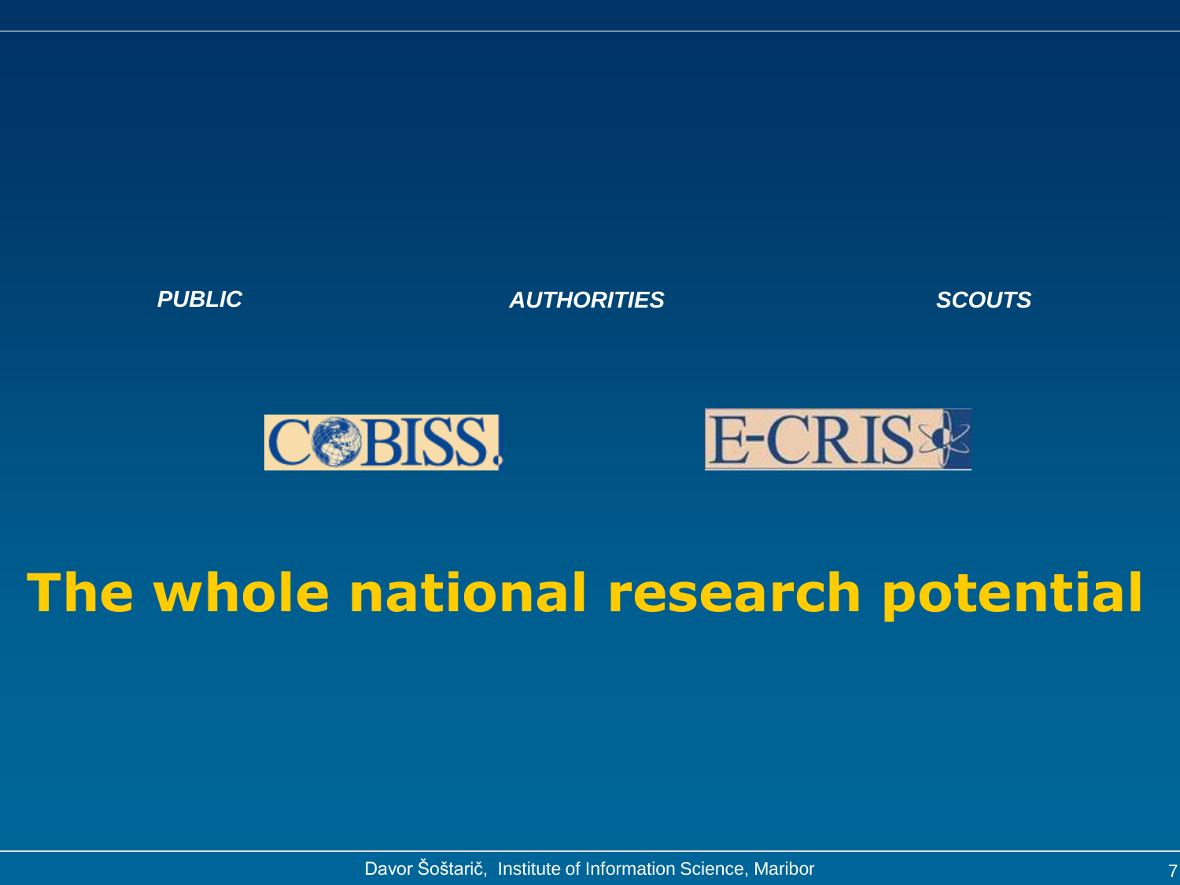*PUBLIC* *AUTHORITIES* *SCOUTS*

COBISS E-CRIS

# The whole national research potential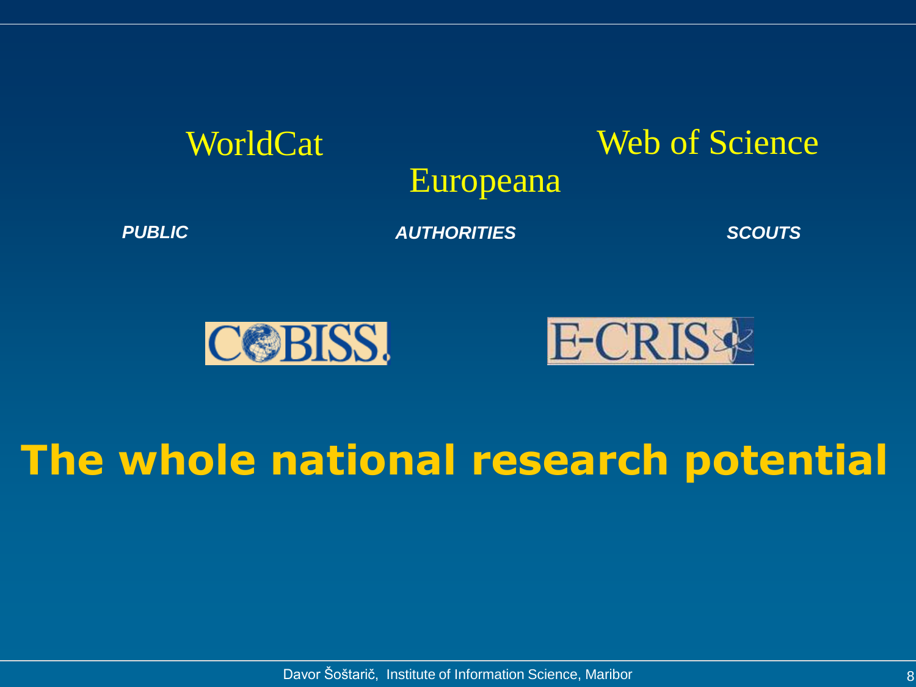WorldCat

Europeana

Web of Science

***PUBLIC***

***AUTHORITIES***

***SCOUTS***

COBISS

E-CRIS

# The whole national research potential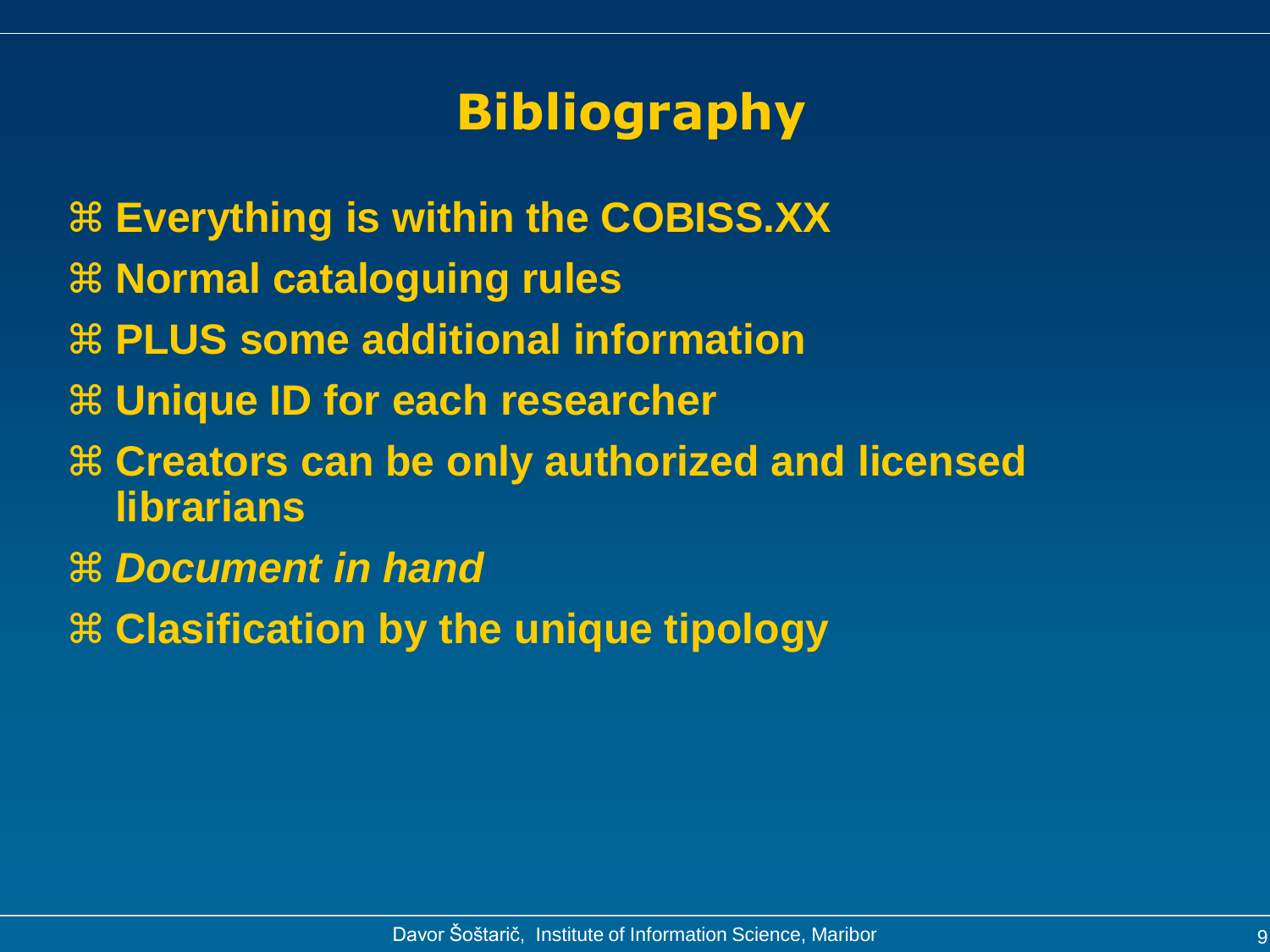# Bibliography

- **Everything is within the COBISS.XX**
- **Normal cataloguing rules**
- **PLUS some additional information**
- **Unique ID for each researcher**
- **Creators can be only authorized and licensed librarians**
- ***Document in hand***
- **Clasification by the unique tipology**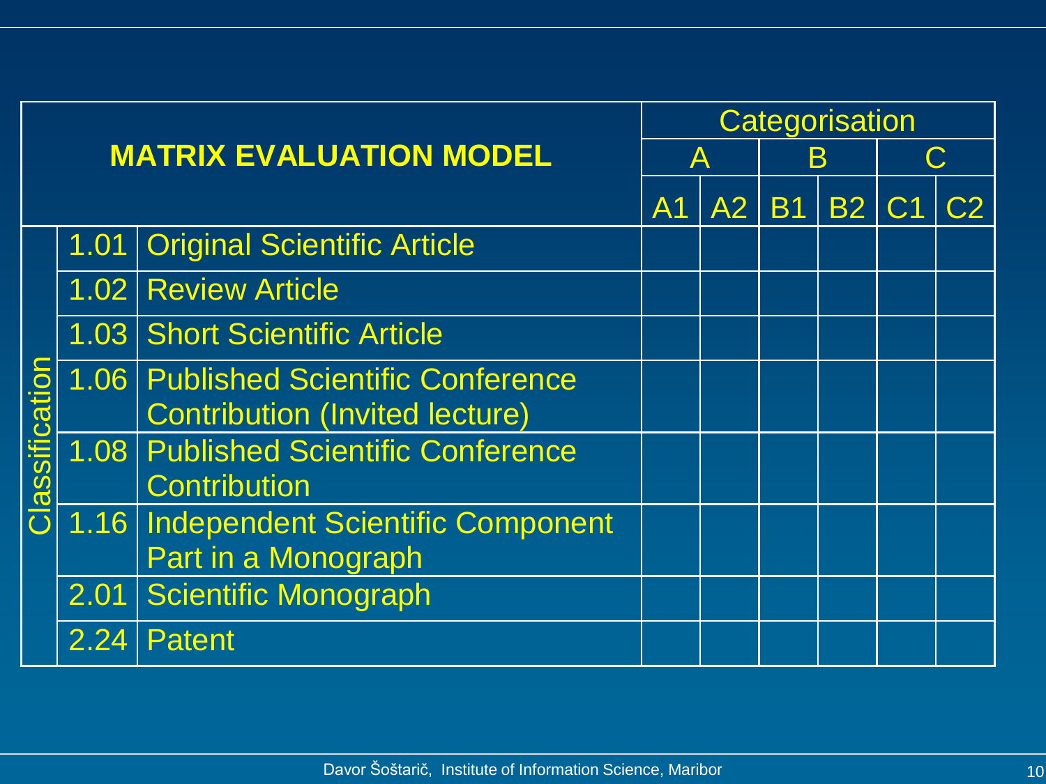| MATRIX EVALUATION MODEL | | | Categorisation | | | | | |
|---|---|---|---|---|---|---|---|---|
| | | | A | | B | | C | |
| | | | A1 | A2 | B1 | B2 | C1 | C2 |
| Classification | 1.01 | Original Scientific Article | | | | | | |
| | 1.02 | Review Article | | | | | | |
| | 1.03 | Short Scientific Article | | | | | | |
| | 1.06 | Published Scientific Conference Contribution (Invited lecture) | | | | | | |
| | 1.08 | Published Scientific Conference Contribution | | | | | | |
| | 1.16 | Independent Scientific Component Part in a Monograph | | | | | | |
| | 2.01 | Scientific Monograph | | | | | | |
| | 2.24 | Patent | | | | | | |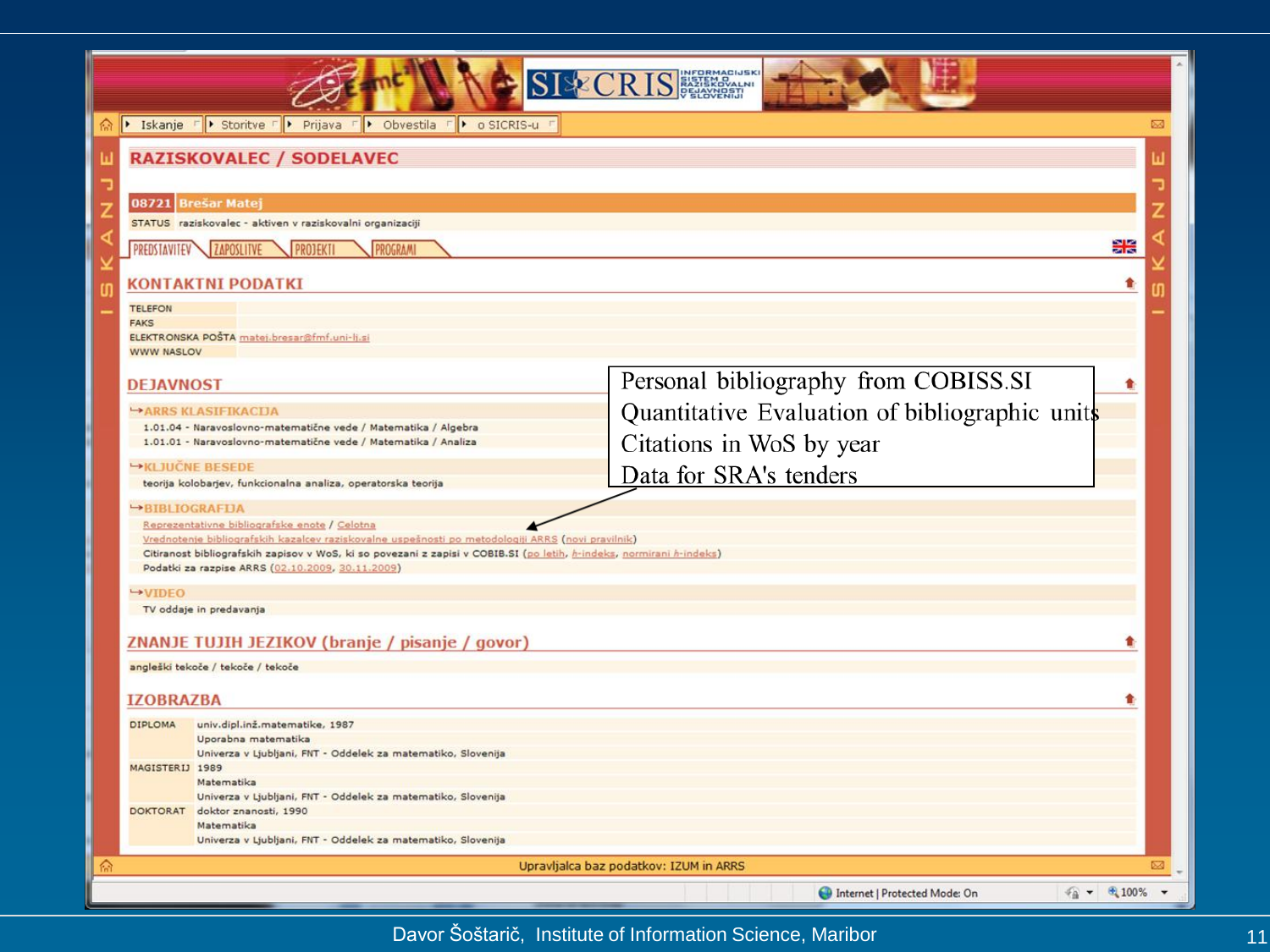SICRIS

Iskanje | Storitve | Prijava | Obvestila | o SICRIS-u

# RAZISKOVALEC / SODELAVEC

**08721 Brešar Matej**

STATUS raziskovalec - aktiven v raziskovalni organizaciji

PREDSTAVITEV | ZAPOSLITVE | PROJEKTI | PROGRAMI

## KONTAKTNI PODATKI

| | |
|---|---|
| TELEFON | |
| FAKS | |
| ELEKTRONSKA POŠTA | matej.bresar@fmf.uni-lj.si |
| WWW NASLOV | |

## DEJAVNOST

### ARRS KLASIFIKACIJA

1.01.04 - Naravoslovno-matematične vede / Matematika / Algebra
1.01.01 - Naravoslovno-matematične vede / Matematika / Analiza

### KLJUČNE BESEDE

teorija kolobarjev, funkcionalna analiza, operatorska teorija

### BIBLIOGRAFIJA

Reprezentativne bibliografske enote / Celotna
Vrednotenje bibliografskih kazalcev raziskovalne uspešnosti po metodologiji ARRS (novi pravilnik)
Citiranost bibliografskih zapisov v WoS, ki so povezani z zapisi v COBIB.SI (po letih, h-indeks, normirani h-indeks)
Podatki za razpise ARRS (02.10.2009, 30.11.2009)

> Personal bibliography from COBISS.SI
> Quantitative Evaluation of bibliographic units
> Citations in WoS by year
> Data for SRA's tenders

### VIDEO

TV oddaje in predavanja

## ZNANJE TUJIH JEZIKOV (branje / pisanje / govor)

angleški tekoče / tekoče / tekoče

## IZOBRAZBA

| | |
|---|---|
| DIPLOMA | univ.dipl.inž.matematike, 1987<br>Uporabna matematika<br>Univerza v Ljubljani, FNT - Oddelek za matematiko, Slovenija |
| MAGISTERIJ | 1989<br>Matematika<br>Univerza v Ljubljani, FNT - Oddelek za matematiko, Slovenija |
| DOKTORAT | doktor znanosti, 1990<br>Matematika<br>Univerza v Ljubljani, FNT - Oddelek za matematiko, Slovenija |

Upravljalca baz podatkov: IZUM in ARRS

Davor Šoštarič, Institute of Information Science, Maribor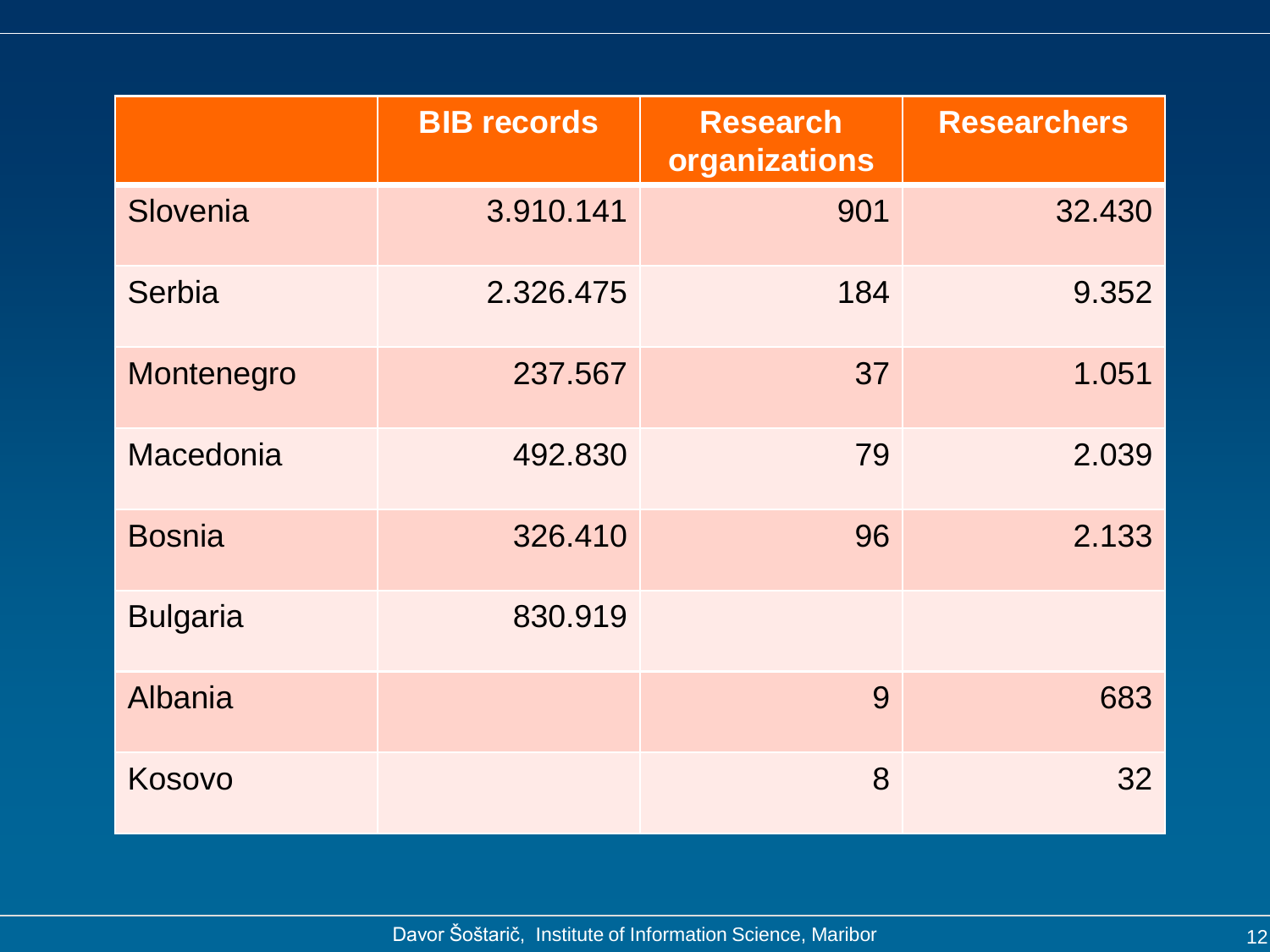| | BIB records | Research organizations | Researchers |
|---|---|---|---|
| Slovenia | 3.910.141 | 901 | 32.430 |
| Serbia | 2.326.475 | 184 | 9.352 |
| Montenegro | 237.567 | 37 | 1.051 |
| Macedonia | 492.830 | 79 | 2.039 |
| Bosnia | 326.410 | 96 | 2.133 |
| Bulgaria | 830.919 | | |
| Albania | | 9 | 683 |
| Kosovo | | 8 | 32 |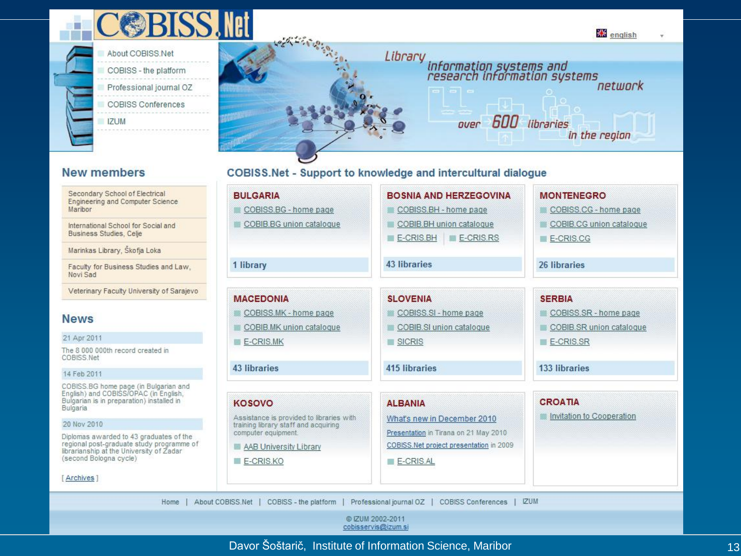# COBISS.Net

english

- About COBISS.Net
- COBISS - the platform
- Professional journal OZ
- COBISS Conferences
- IZUM

Library information systems and research information systems network

over 600 libraries in the region

## New members

- Secondary School of Electrical Engineering and Computer Science Maribor
- International School for Social and Business Studies, Celje
- Marinkas Library, Škofja Loka
- Faculty for Business Studies and Law, Novi Sad
- Veterinary Faculty University of Sarajevo

## News

21 Apr 2011

The 8 000 000th record created in COBISS.Net

14 Feb 2011

COBISS.BG home page (in Bulgarian and English) and COBISS/OPAC (in English, Bulgarian is in preparation) installed in Bulgaria

20 Nov 2010

Diplomas awarded to 43 graduates of the regional post-graduate study programme of librarianship at the University of Zadar (second Bologna cycle)

[ Archives ]

## COBISS.Net - Support to knowledge and intercultural dialogue

### BULGARIA

- COBISS.BG - home page
- COBIB.BG union catalogue

1 library

### BOSNIA AND HERZEGOVINA

- COBISS.BH - home page
- COBIB.BH union catalogue
- E-CRIS.BH | E-CRIS.RS

43 libraries

### MONTENEGRO

- COBISS.CG - home page
- COBIB.CG union catalogue
- E-CRIS.CG

26 libraries

### MACEDONIA

- COBISS.MK - home page
- COBIB.MK union catalogue
- E-CRIS.MK

43 libraries

### SLOVENIA

- COBISS.SI - home page
- COBIB.SI union catalogue
- SICRIS

415 libraries

### SERBIA

- COBISS.SR - home page
- COBIB.SR union catalogue
- E-CRIS.SR

133 libraries

### KOSOVO

Assistance is provided to libraries with training library staff and acquiring computer equipment.

- AAB University Library
- E-CRIS.KO

### ALBANIA

What's new in December 2010

Presentation in Tirana on 21 May 2010

COBISS.Net project presentation in 2009

- E-CRIS.AL

### CROATIA

- Invitation to Cooperation

Home | About COBISS.Net | COBISS - the platform | Professional journal OZ | COBISS Conferences | IZUM

© IZUM 2002-2011
cobisservis@izum.si

Davor Šoštarič, Institute of Information Science, Maribor